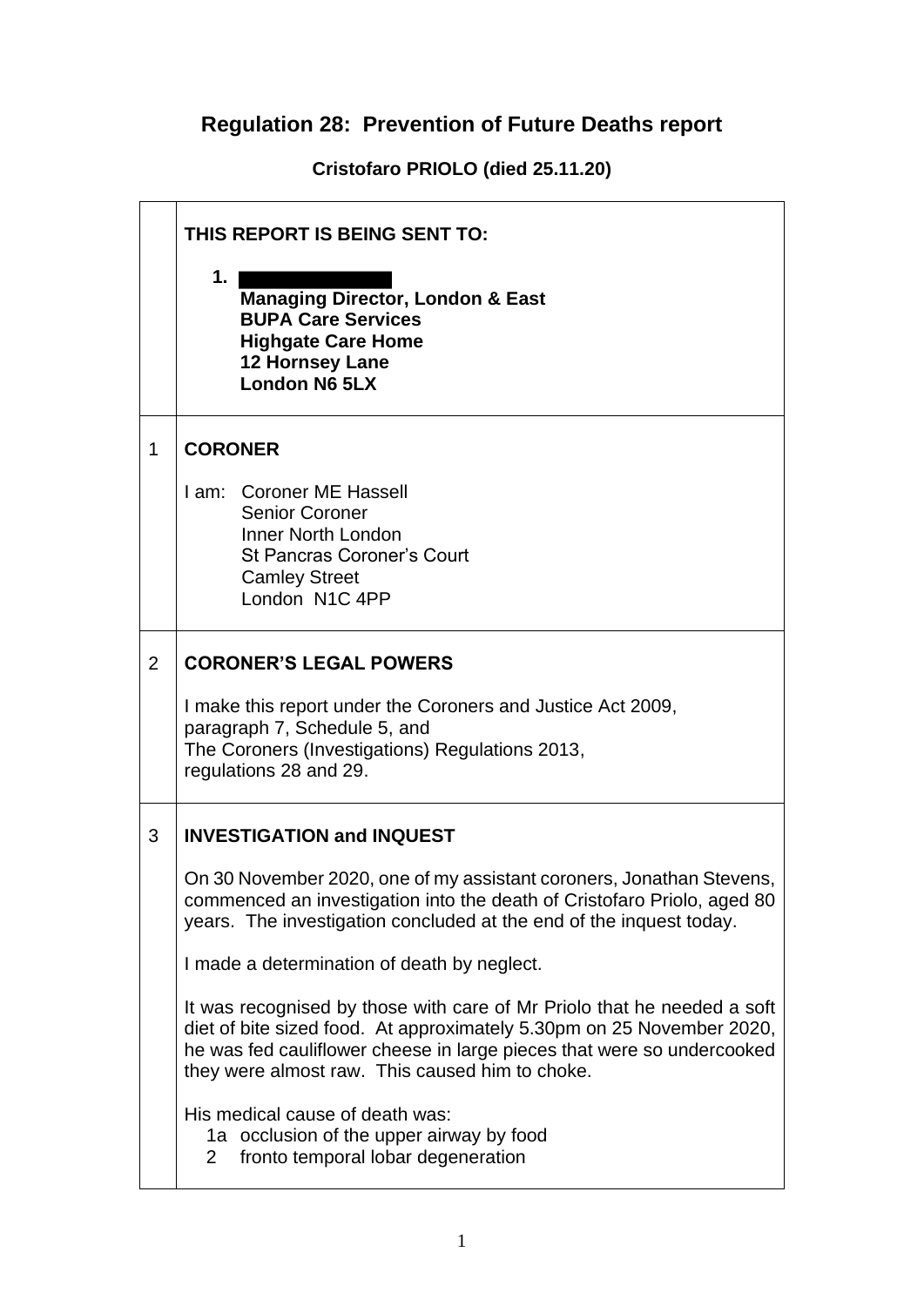# Regulation 28: Prevention of Future Deaths report

**Cristofaro PRIOLO (died 25.11.20)**

| | |
|---|---|
| | **THIS REPORT IS BEING SENT TO:**<br><br>**1.** ██████████<br>**Managing Director, London & East**<br>**BUPA Care Services**<br>**Highgate Care Home**<br>**12 Hornsey Lane**<br>**London N6 5LX** |
| 1 | **CORONER**<br><br>I am: Coroner ME Hassell<br>Senior Coroner<br>Inner North London<br>St Pancras Coroner's Court<br>Camley Street<br>London N1C 4PP |
| 2 | **CORONER'S LEGAL POWERS**<br><br>I make this report under the Coroners and Justice Act 2009, paragraph 7, Schedule 5, and<br>The Coroners (Investigations) Regulations 2013, regulations 28 and 29. |
| 3 | **INVESTIGATION and INQUEST**<br><br>On 30 November 2020, one of my assistant coroners, Jonathan Stevens, commenced an investigation into the death of Cristofaro Priolo, aged 80 years. The investigation concluded at the end of the inquest today.<br><br>I made a determination of death by neglect.<br><br>It was recognised by those with care of Mr Priolo that he needed a soft diet of bite sized food. At approximately 5.30pm on 25 November 2020, he was fed cauliflower cheese in large pieces that were so undercooked they were almost raw. This caused him to choke.<br><br>His medical cause of death was:<br>1a occlusion of the upper airway by food<br>2 fronto temporal lobar degeneration |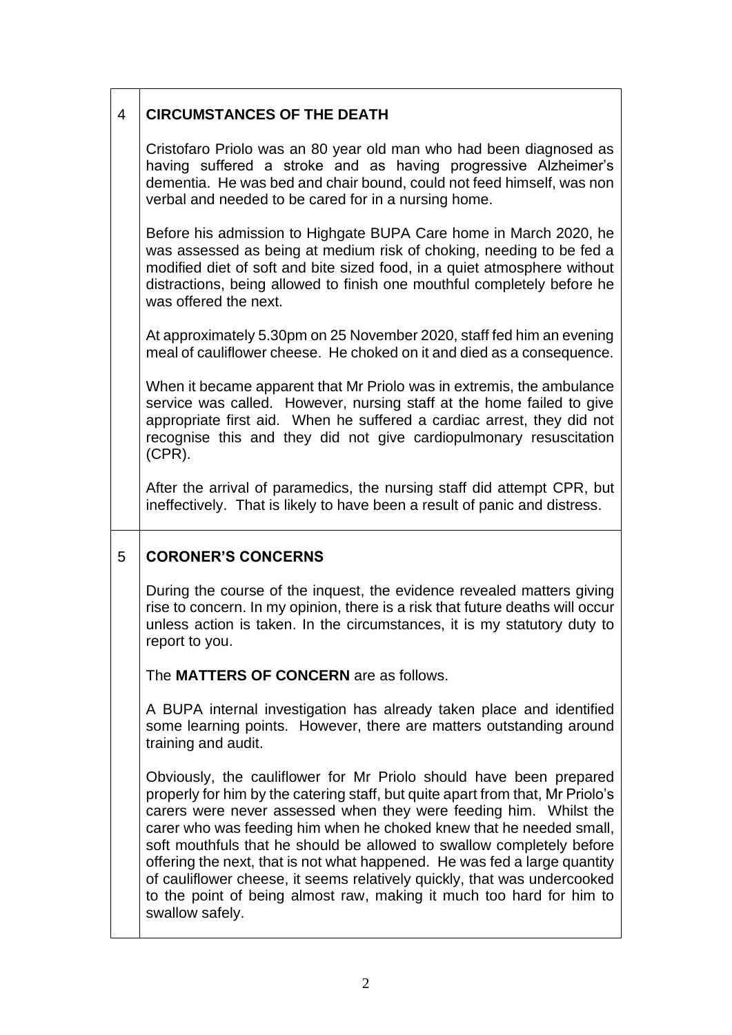## 4 CIRCUMSTANCES OF THE DEATH

Cristofaro Priolo was an 80 year old man who had been diagnosed as having suffered a stroke and as having progressive Alzheimer's dementia. He was bed and chair bound, could not feed himself, was non verbal and needed to be cared for in a nursing home.

Before his admission to Highgate BUPA Care home in March 2020, he was assessed as being at medium risk of choking, needing to be fed a modified diet of soft and bite sized food, in a quiet atmosphere without distractions, being allowed to finish one mouthful completely before he was offered the next.

At approximately 5.30pm on 25 November 2020, staff fed him an evening meal of cauliflower cheese. He choked on it and died as a consequence.

When it became apparent that Mr Priolo was in extremis, the ambulance service was called. However, nursing staff at the home failed to give appropriate first aid. When he suffered a cardiac arrest, they did not recognise this and they did not give cardiopulmonary resuscitation (CPR).

After the arrival of paramedics, the nursing staff did attempt CPR, but ineffectively. That is likely to have been a result of panic and distress.

## 5 CORONER'S CONCERNS

During the course of the inquest, the evidence revealed matters giving rise to concern. In my opinion, there is a risk that future deaths will occur unless action is taken. In the circumstances, it is my statutory duty to report to you.

The **MATTERS OF CONCERN** are as follows.

A BUPA internal investigation has already taken place and identified some learning points. However, there are matters outstanding around training and audit.

Obviously, the cauliflower for Mr Priolo should have been prepared properly for him by the catering staff, but quite apart from that, Mr Priolo's carers were never assessed when they were feeding him. Whilst the carer who was feeding him when he choked knew that he needed small, soft mouthfuls that he should be allowed to swallow completely before offering the next, that is not what happened. He was fed a large quantity of cauliflower cheese, it seems relatively quickly, that was undercooked to the point of being almost raw, making it much too hard for him to swallow safely.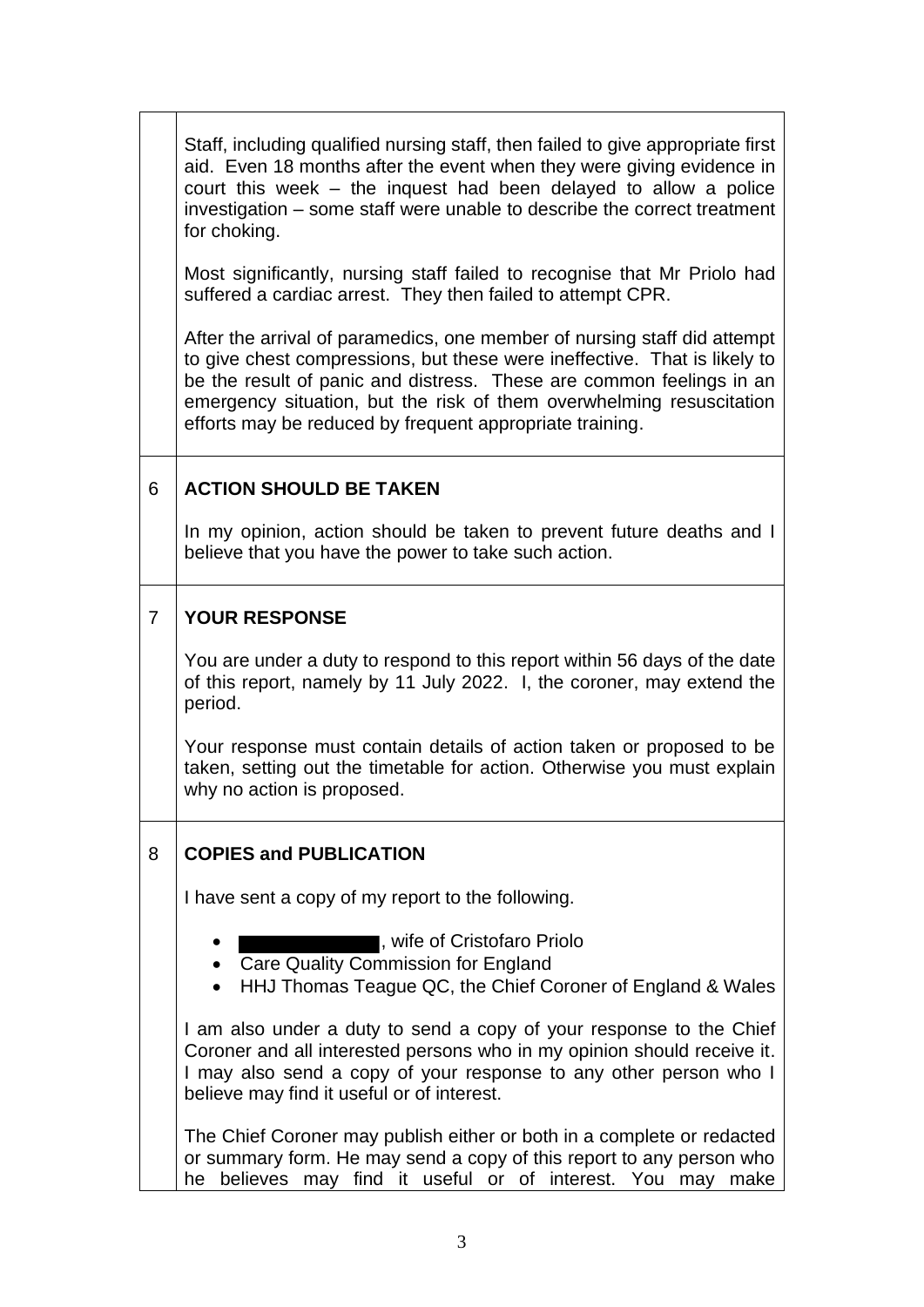Staff, including qualified nursing staff, then failed to give appropriate first aid. Even 18 months after the event when they were giving evidence in court this week – the inquest had been delayed to allow a police investigation – some staff were unable to describe the correct treatment for choking.

Most significantly, nursing staff failed to recognise that Mr Priolo had suffered a cardiac arrest. They then failed to attempt CPR.

After the arrival of paramedics, one member of nursing staff did attempt to give chest compressions, but these were ineffective. That is likely to be the result of panic and distress. These are common feelings in an emergency situation, but the risk of them overwhelming resuscitation efforts may be reduced by frequent appropriate training.

## 6 ACTION SHOULD BE TAKEN

In my opinion, action should be taken to prevent future deaths and I believe that you have the power to take such action.

## 7 YOUR RESPONSE

You are under a duty to respond to this report within 56 days of the date of this report, namely by 11 July 2022. I, the coroner, may extend the period.

Your response must contain details of action taken or proposed to be taken, setting out the timetable for action. Otherwise you must explain why no action is proposed.

## 8 COPIES and PUBLICATION

I have sent a copy of my report to the following.

- [REDACTED], wife of Cristofaro Priolo
- Care Quality Commission for England
- HHJ Thomas Teague QC, the Chief Coroner of England & Wales

I am also under a duty to send a copy of your response to the Chief Coroner and all interested persons who in my opinion should receive it. I may also send a copy of your response to any other person who I believe may find it useful or of interest.

The Chief Coroner may publish either or both in a complete or redacted or summary form. He may send a copy of this report to any person who he believes may find it useful or of interest. You may make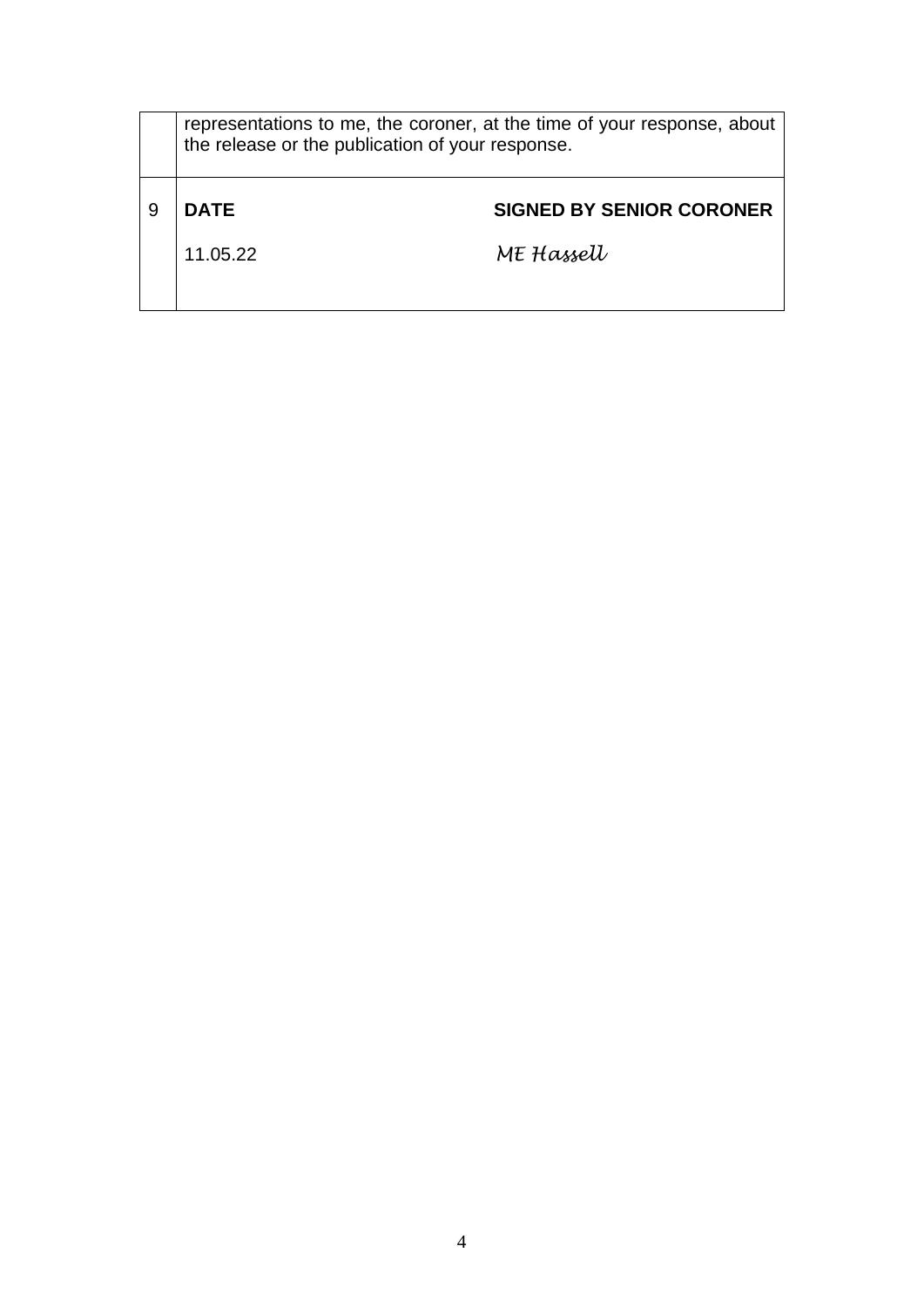| | | |
|---|---|---|
| | representations to me, the coroner, at the time of your response, about the release or the publication of your response. | |
| 9 | **DATE**<br><br>11.05.22 | **SIGNED BY SENIOR CORONER**<br><br>*ME Hassell* |